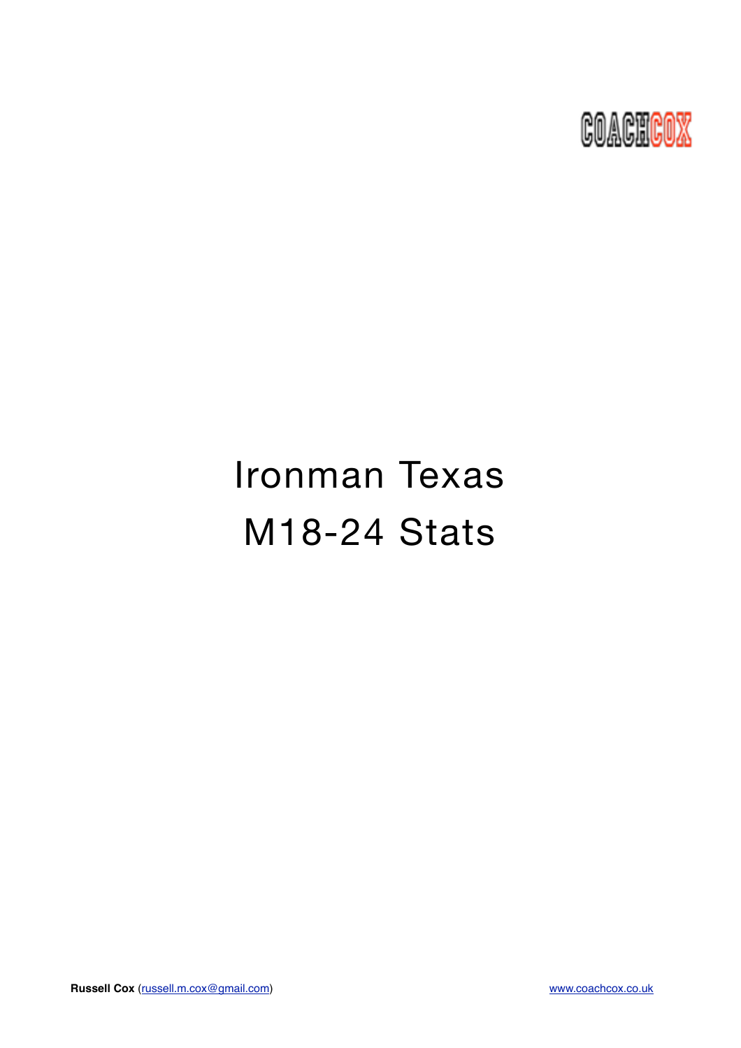COACHCOX

# Ironman Texas

# M18-24 Stats

**Russell Cox** (russell.m.cox@gmail.com)

www.coachcox.co.uk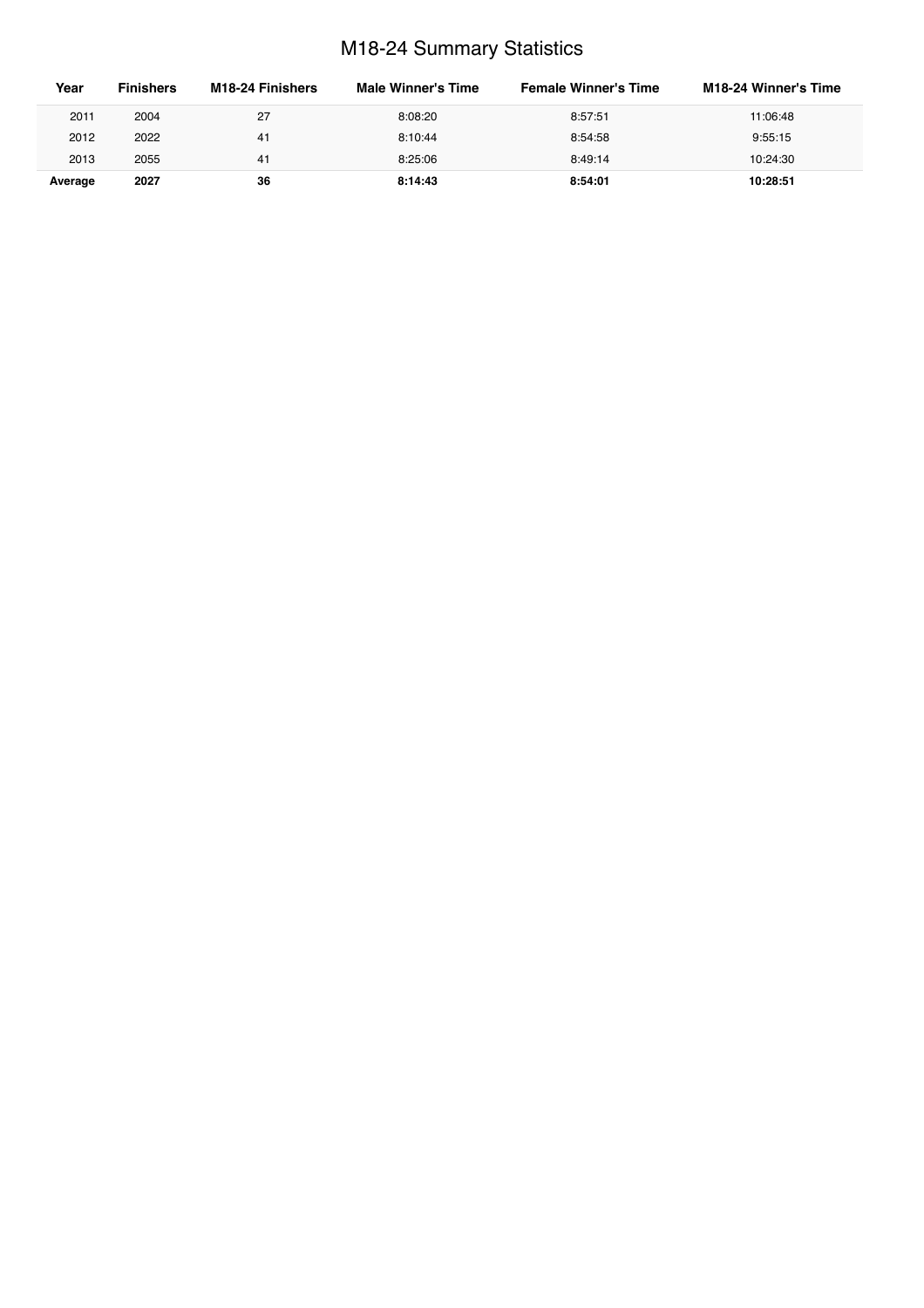# M18-24 Summary Statistics

| Year | Finishers | M18-24 Finishers | Male Winner's Time | Female Winner's Time | M18-24 Winner's Time |
|---|---|---|---|---|---|
| 2011 | 2004 | 27 | 8:08:20 | 8:57:51 | 11:06:48 |
| 2012 | 2022 | 41 | 8:10:44 | 8:54:58 | 9:55:15 |
| 2013 | 2055 | 41 | 8:25:06 | 8:49:14 | 10:24:30 |
| **Average** | **2027** | **36** | **8:14:43** | **8:54:01** | **10:28:51** |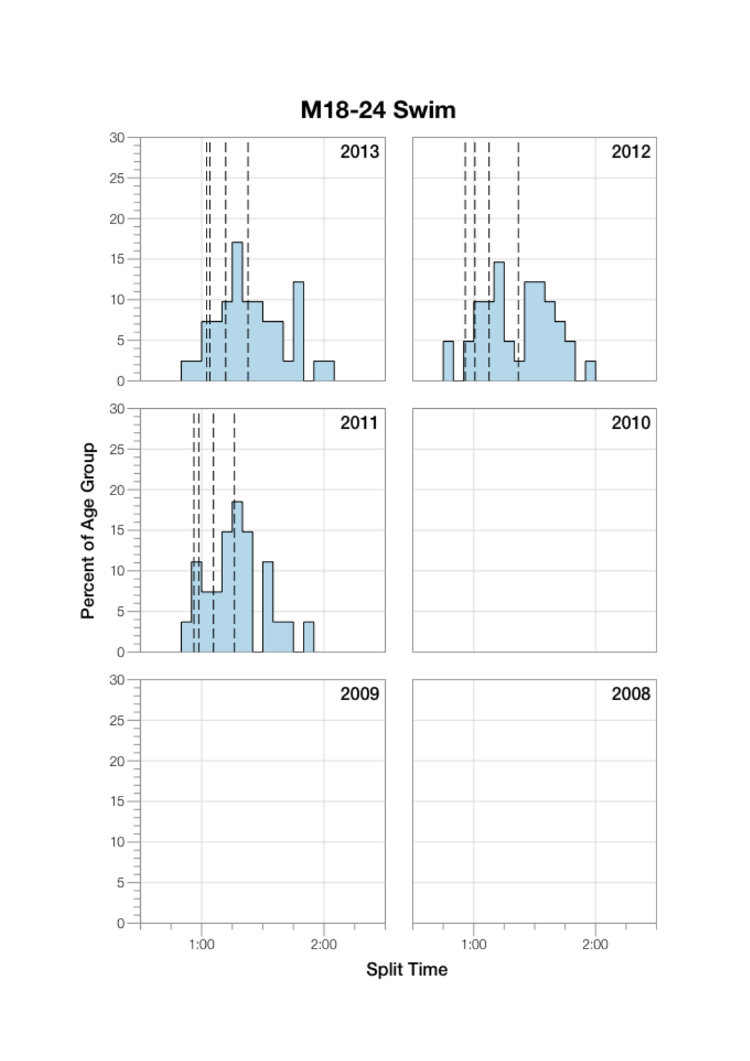# M18-24 Swim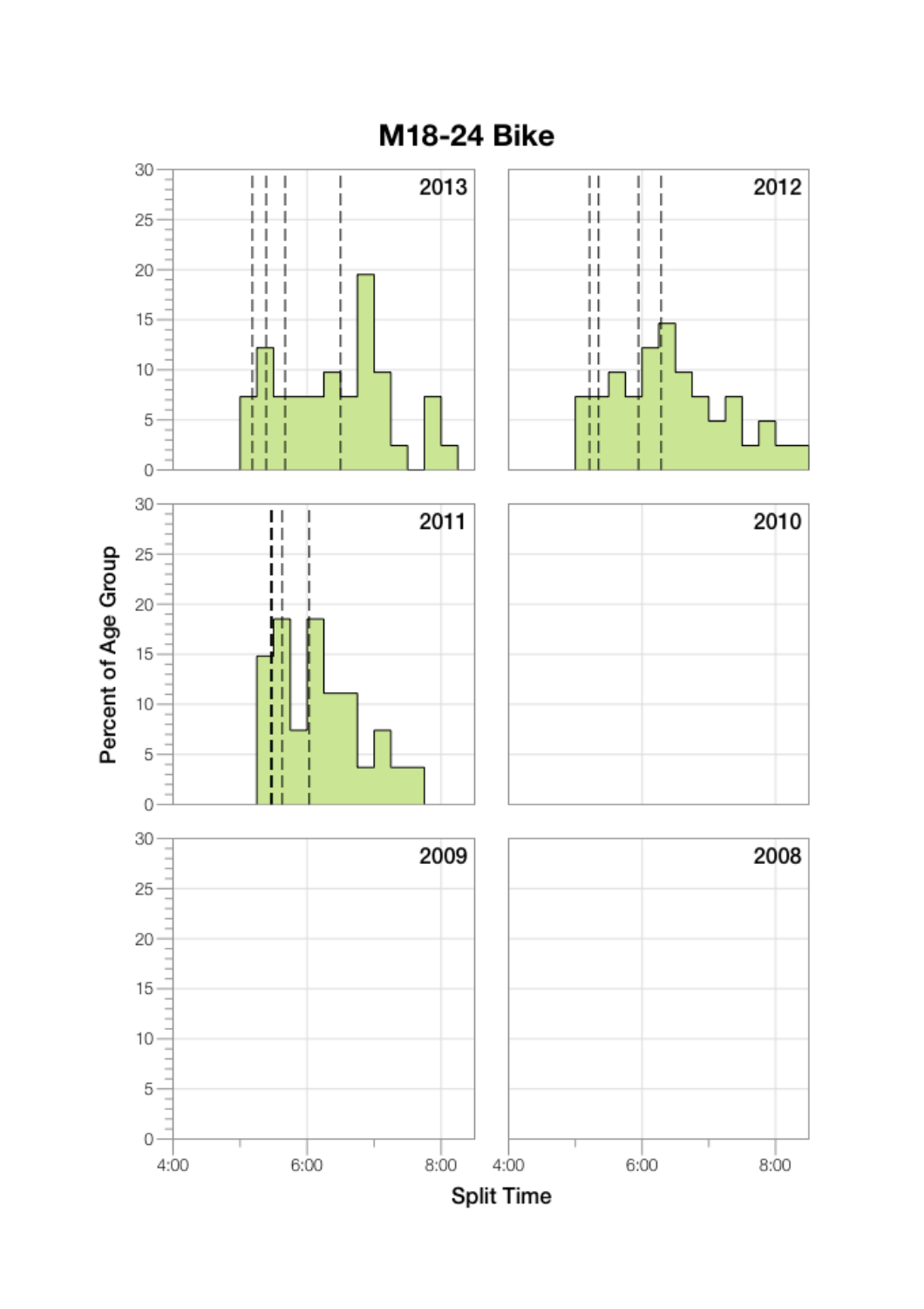# M18-24 Bike

2013

2012

2011

2010

2009

2008

Percent of Age Group

Split Time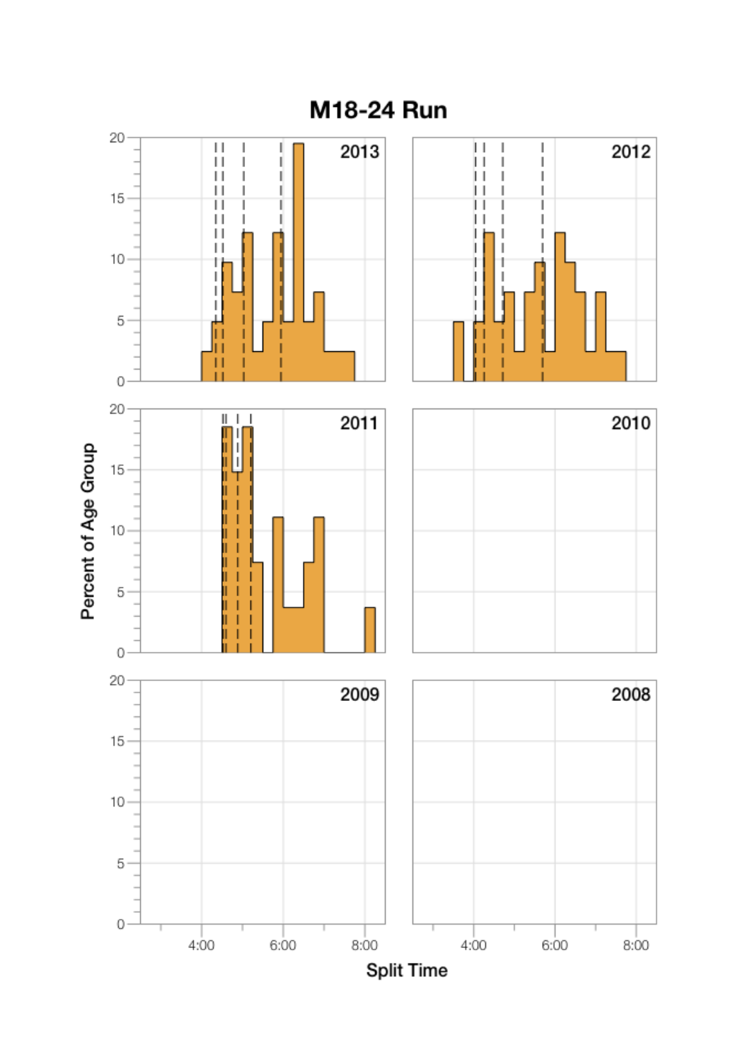# M18-24 Run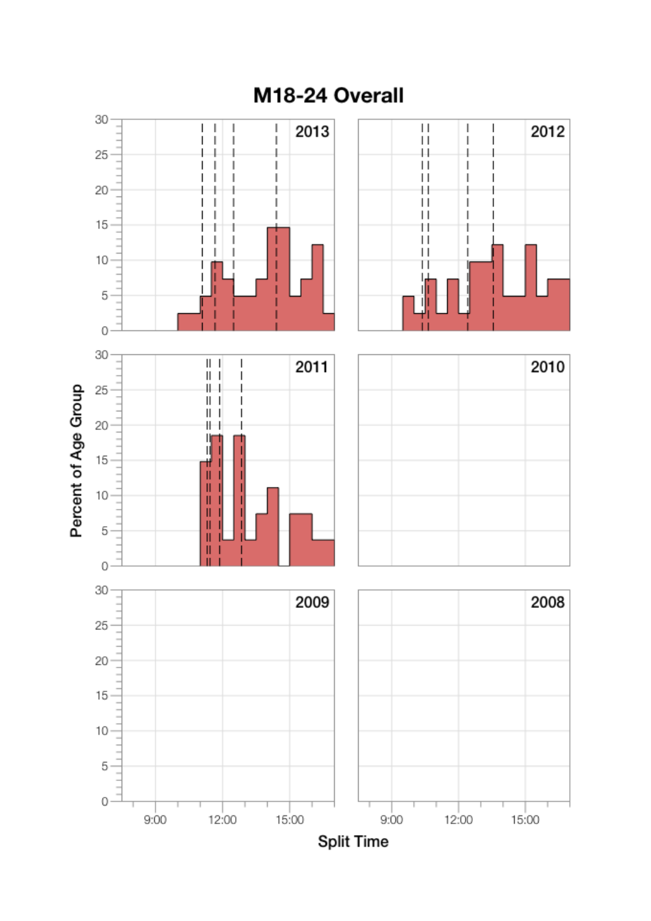# M18-24 Overall

Percent of Age Group

2013

2012

2011

2010

2009

2008

Split Time

9:00 12:00 15:00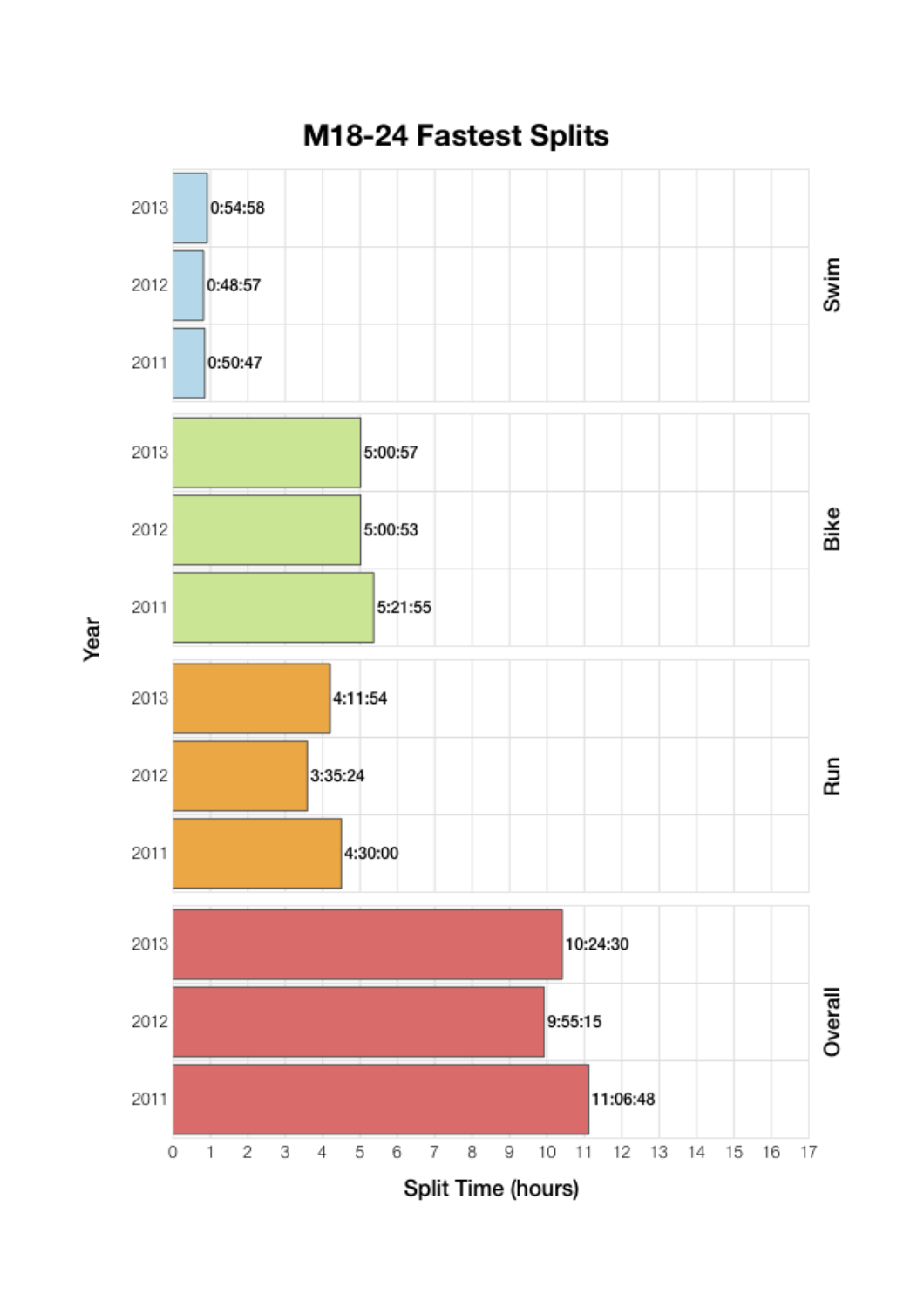# M18-24 Fastest Splits

| Split | Year | Split Time |
|---|---|---|
| Swim | 2013 | 0:54:58 |
| Swim | 2012 | 0:48:57 |
| Swim | 2011 | 0:50:47 |
| Bike | 2013 | 5:00:57 |
| Bike | 2012 | 5:00:53 |
| Bike | 2011 | 5:21:55 |
| Run | 2013 | 4:11:54 |
| Run | 2012 | 3:35:24 |
| Run | 2011 | 4:30:00 |
| Overall | 2013 | 10:24:30 |
| Overall | 2012 | 9:55:15 |
| Overall | 2011 | 11:06:48 |

Year

Split Time (hours)

0 1 2 3 4 5 6 7 8 9 10 11 12 13 14 15 16 17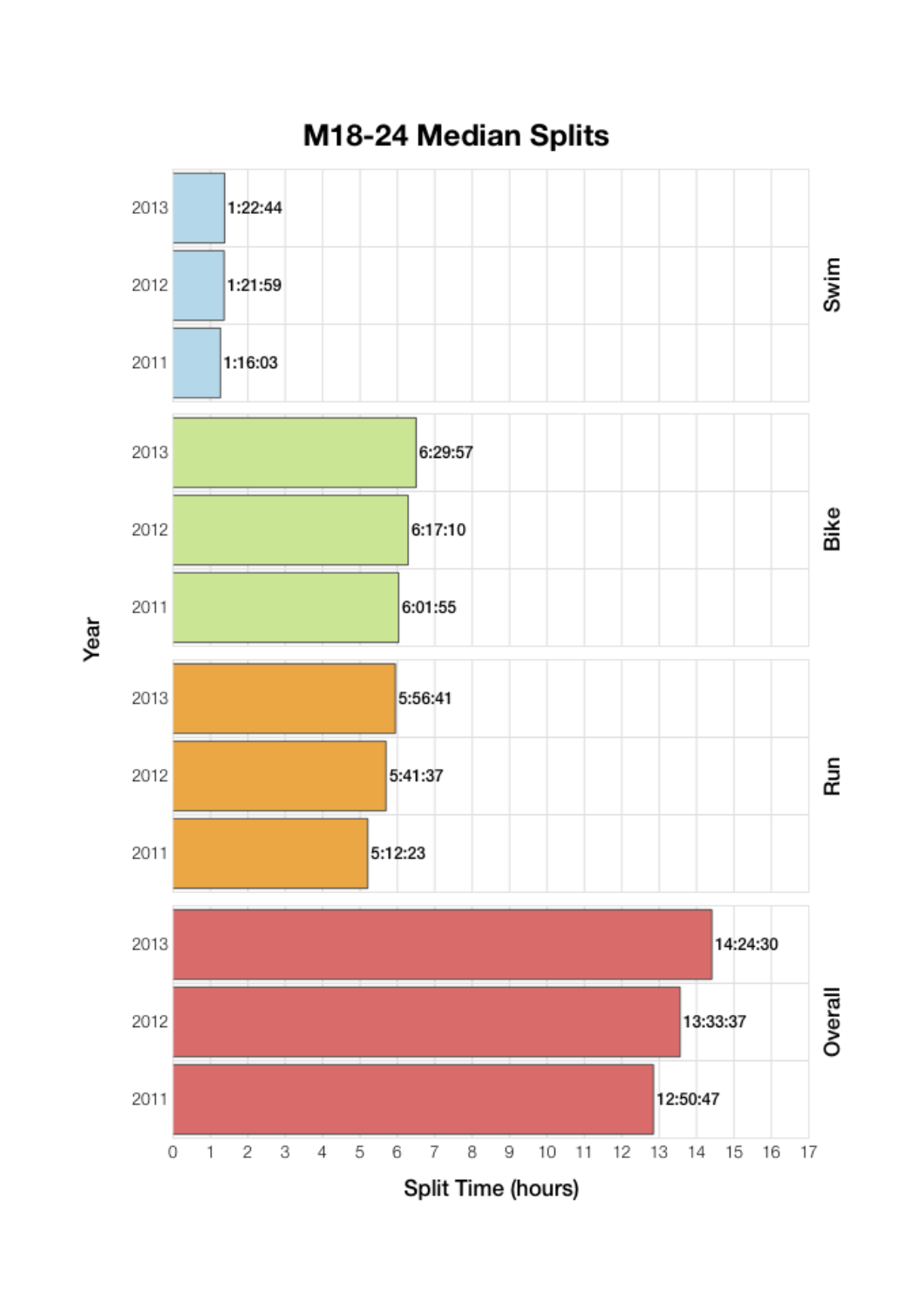# M18-24 Median Splits

| Year | Swim | Bike | Run | Overall |
|---|---|---|---|---|
| 2013 | 1:22:44 | 6:29:57 | 5:56:41 | 14:24:30 |
| 2012 | 1:21:59 | 6:17:10 | 5:41:37 | 13:33:37 |
| 2011 | 1:16:03 | 6:01:55 | 5:12:23 | 12:50:47 |

Split Time (hours)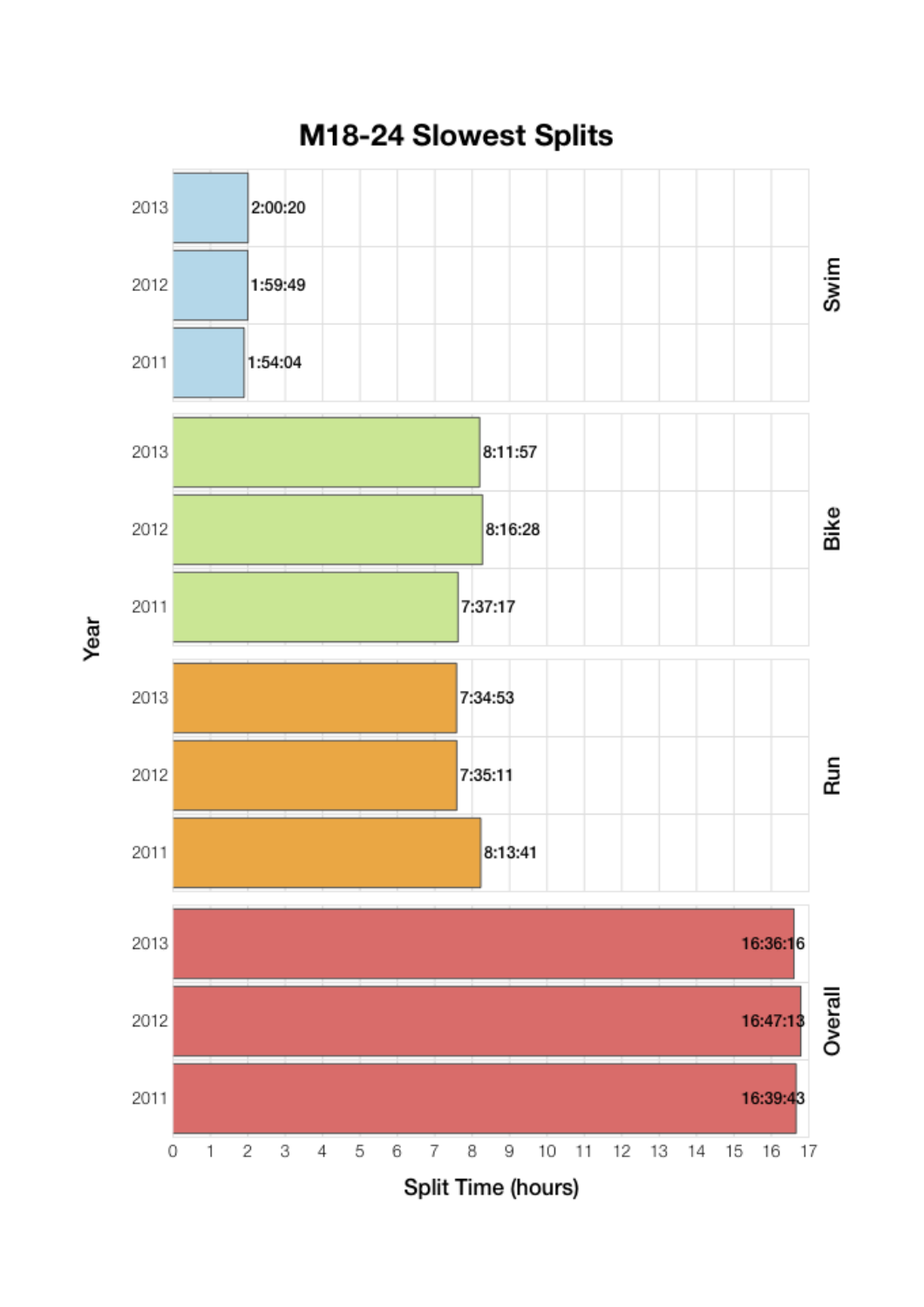# M18-24 Slowest Splits

| Split | Year | Split Time |
| --- | --- | --- |
| Swim | 2013 | 2:00:20 |
| Swim | 2012 | 1:59:49 |
| Swim | 2011 | 1:54:04 |
| Bike | 2013 | 8:11:57 |
| Bike | 2012 | 8:16:28 |
| Bike | 2011 | 7:37:17 |
| Run | 2013 | 7:34:53 |
| Run | 2012 | 7:35:11 |
| Run | 2011 | 8:13:41 |
| Overall | 2013 | 16:36:16 |
| Overall | 2012 | 16:47:13 |
| Overall | 2011 | 16:39:43 |

Year

Split Time (hours)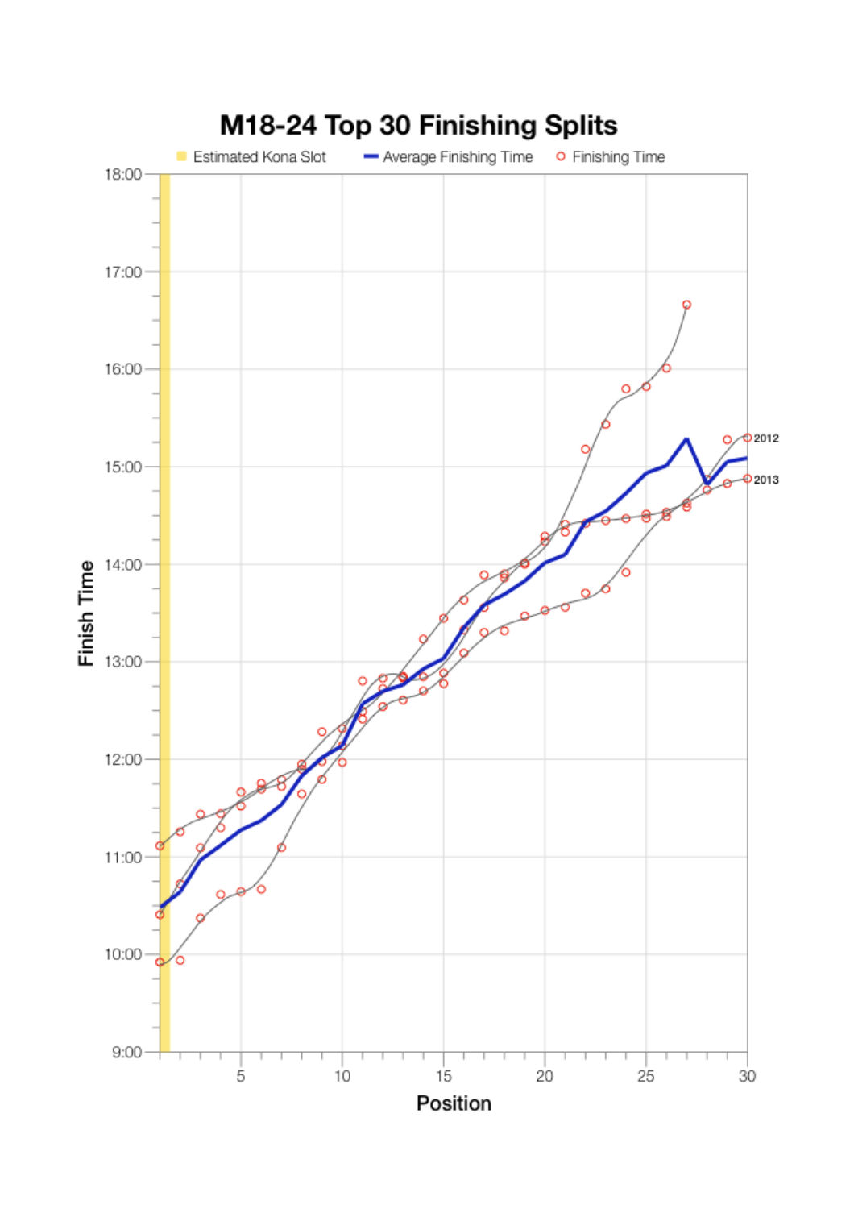## M18-24 Top 30 Finishing Splits

Estimated Kona Slot | Average Finishing Time | Finishing Time

Finish Time (9:00–18:00) vs. Position (1–30)

Series labels: 2012, 2013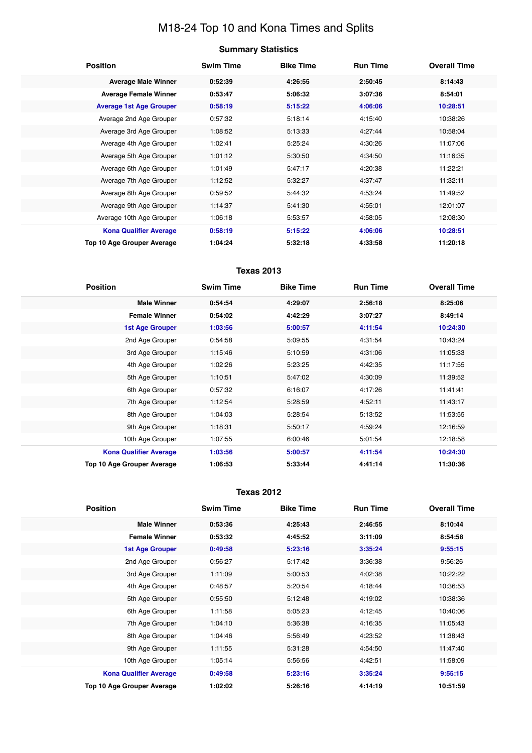# M18-24 Top 10 and Kona Times and Splits

## Summary Statistics

| Position | Swim Time | Bike Time | Run Time | Overall Time |
|---|---|---|---|---|
| **Average Male Winner** | **0:52:39** | **4:26:55** | **2:50:45** | **8:14:43** |
| **Average Female Winner** | **0:53:47** | **5:06:32** | **3:07:36** | **8:54:01** |
| **Average 1st Age Grouper** | **0:58:19** | **5:15:22** | **4:06:06** | **10:28:51** |
| Average 2nd Age Grouper | 0:57:32 | 5:18:14 | 4:15:40 | 10:38:26 |
| Average 3rd Age Grouper | 1:08:52 | 5:13:33 | 4:27:44 | 10:58:04 |
| Average 4th Age Grouper | 1:02:41 | 5:25:24 | 4:30:26 | 11:07:06 |
| Average 5th Age Grouper | 1:01:12 | 5:30:50 | 4:34:50 | 11:16:35 |
| Average 6th Age Grouper | 1:01:49 | 5:47:17 | 4:20:38 | 11:22:21 |
| Average 7th Age Grouper | 1:12:52 | 5:32:27 | 4:37:47 | 11:32:11 |
| Average 8th Age Grouper | 0:59:52 | 5:44:32 | 4:53:24 | 11:49:52 |
| Average 9th Age Grouper | 1:14:37 | 5:41:30 | 4:55:01 | 12:01:07 |
| Average 10th Age Grouper | 1:06:18 | 5:53:57 | 4:58:05 | 12:08:30 |
| **Kona Qualifier Average** | **0:58:19** | **5:15:22** | **4:06:06** | **10:28:51** |
| **Top 10 Age Grouper Average** | **1:04:24** | **5:32:18** | **4:33:58** | **11:20:18** |

## Texas 2013

| Position | Swim Time | Bike Time | Run Time | Overall Time |
|---|---|---|---|---|
| **Male Winner** | **0:54:54** | **4:29:07** | **2:56:18** | **8:25:06** |
| **Female Winner** | **0:54:02** | **4:42:29** | **3:07:27** | **8:49:14** |
| **1st Age Grouper** | **1:03:56** | **5:00:57** | **4:11:54** | **10:24:30** |
| 2nd Age Grouper | 0:54:58 | 5:09:55 | 4:31:54 | 10:43:24 |
| 3rd Age Grouper | 1:15:46 | 5:10:59 | 4:31:06 | 11:05:33 |
| 4th Age Grouper | 1:02:26 | 5:23:25 | 4:42:35 | 11:17:55 |
| 5th Age Grouper | 1:10:51 | 5:47:02 | 4:30:09 | 11:39:52 |
| 6th Age Grouper | 0:57:32 | 6:16:07 | 4:17:26 | 11:41:41 |
| 7th Age Grouper | 1:12:54 | 5:28:59 | 4:52:11 | 11:43:17 |
| 8th Age Grouper | 1:04:03 | 5:28:54 | 5:13:52 | 11:53:55 |
| 9th Age Grouper | 1:18:31 | 5:50:17 | 4:59:24 | 12:16:59 |
| 10th Age Grouper | 1:07:55 | 6:00:46 | 5:01:54 | 12:18:58 |
| **Kona Qualifier Average** | **1:03:56** | **5:00:57** | **4:11:54** | **10:24:30** |
| **Top 10 Age Grouper Average** | **1:06:53** | **5:33:44** | **4:41:14** | **11:30:36** |

## Texas 2012

| Position | Swim Time | Bike Time | Run Time | Overall Time |
|---|---|---|---|---|
| **Male Winner** | **0:53:36** | **4:25:43** | **2:46:55** | **8:10:44** |
| **Female Winner** | **0:53:32** | **4:45:52** | **3:11:09** | **8:54:58** |
| **1st Age Grouper** | **0:49:58** | **5:23:16** | **3:35:24** | **9:55:15** |
| 2nd Age Grouper | 0:56:27 | 5:17:42 | 3:36:38 | 9:56:26 |
| 3rd Age Grouper | 1:11:09 | 5:00:53 | 4:02:38 | 10:22:22 |
| 4th Age Grouper | 0:48:57 | 5:20:54 | 4:18:44 | 10:36:53 |
| 5th Age Grouper | 0:55:50 | 5:12:48 | 4:19:02 | 10:38:36 |
| 6th Age Grouper | 1:11:58 | 5:05:23 | 4:12:45 | 10:40:06 |
| 7th Age Grouper | 1:04:10 | 5:36:38 | 4:16:35 | 11:05:43 |
| 8th Age Grouper | 1:04:46 | 5:56:49 | 4:23:52 | 11:38:43 |
| 9th Age Grouper | 1:11:55 | 5:31:28 | 4:54:50 | 11:47:40 |
| 10th Age Grouper | 1:05:14 | 5:56:56 | 4:42:51 | 11:58:09 |
| **Kona Qualifier Average** | **0:49:58** | **5:23:16** | **3:35:24** | **9:55:15** |
| **Top 10 Age Grouper Average** | **1:02:02** | **5:26:16** | **4:14:19** | **10:51:59** |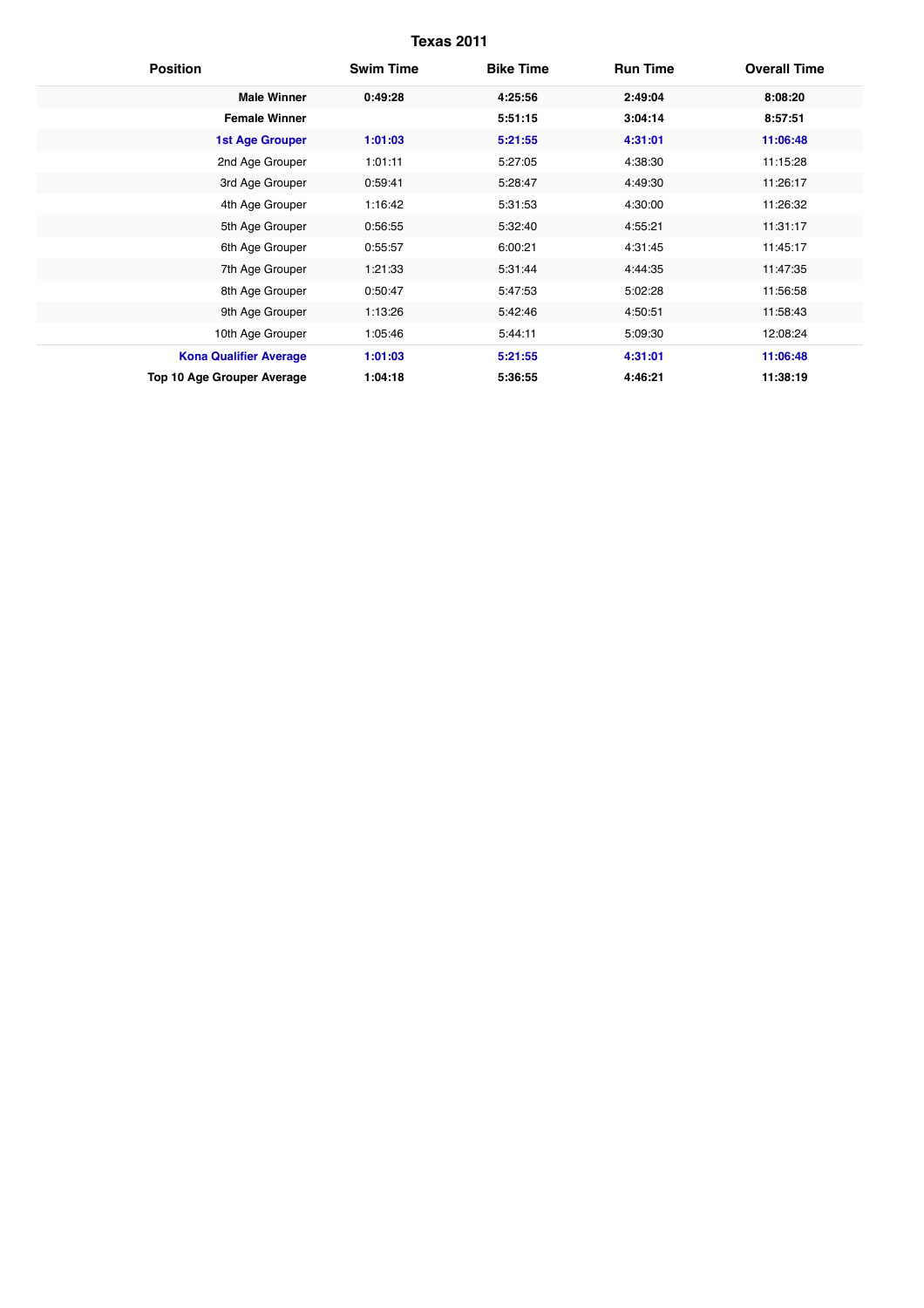# Texas 2011

| Position | Swim Time | Bike Time | Run Time | Overall Time |
|---|---|---|---|---|
| **Male Winner** | **0:49:28** | **4:25:56** | **2:49:04** | **8:08:20** |
| **Female Winner** | | **5:51:15** | **3:04:14** | **8:57:51** |
| **1st Age Grouper** | **1:01:03** | **5:21:55** | **4:31:01** | **11:06:48** |
| 2nd Age Grouper | 1:01:11 | 5:27:05 | 4:38:30 | 11:15:28 |
| 3rd Age Grouper | 0:59:41 | 5:28:47 | 4:49:30 | 11:26:17 |
| 4th Age Grouper | 1:16:42 | 5:31:53 | 4:30:00 | 11:26:32 |
| 5th Age Grouper | 0:56:55 | 5:32:40 | 4:55:21 | 11:31:17 |
| 6th Age Grouper | 0:55:57 | 6:00:21 | 4:31:45 | 11:45:17 |
| 7th Age Grouper | 1:21:33 | 5:31:44 | 4:44:35 | 11:47:35 |
| 8th Age Grouper | 0:50:47 | 5:47:53 | 5:02:28 | 11:56:58 |
| 9th Age Grouper | 1:13:26 | 5:42:46 | 4:50:51 | 11:58:43 |
| 10th Age Grouper | 1:05:46 | 5:44:11 | 5:09:30 | 12:08:24 |
| **Kona Qualifier Average** | **1:01:03** | **5:21:55** | **4:31:01** | **11:06:48** |
| **Top 10 Age Grouper Average** | **1:04:18** | **5:36:55** | **4:46:21** | **11:38:19** |